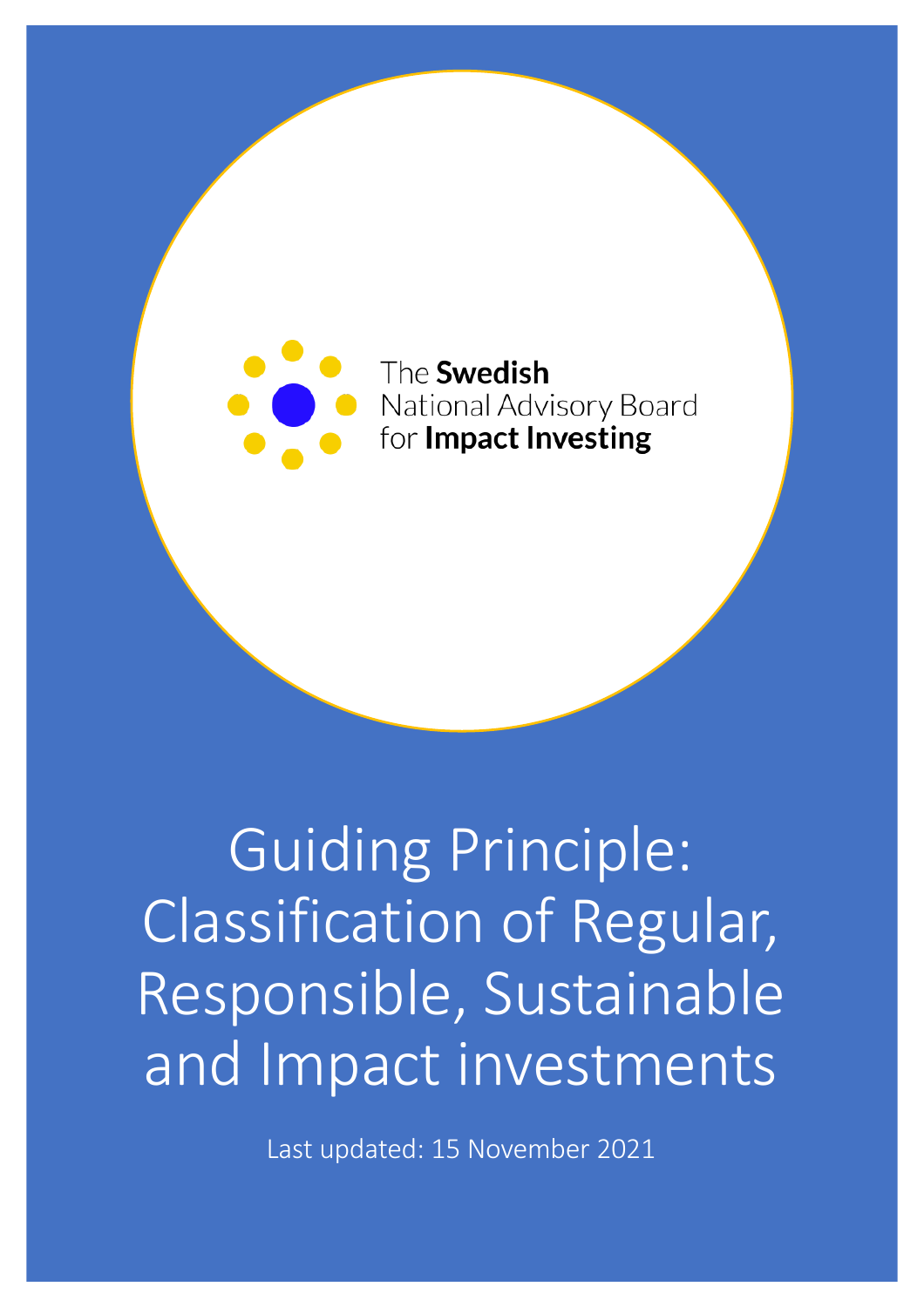The **Swedish** National Advisory Board for **Impact Investing**

# Guiding Principle: Classification of Regular, Responsible, Sustainable and Impact investments

Last updated: 15 November 2021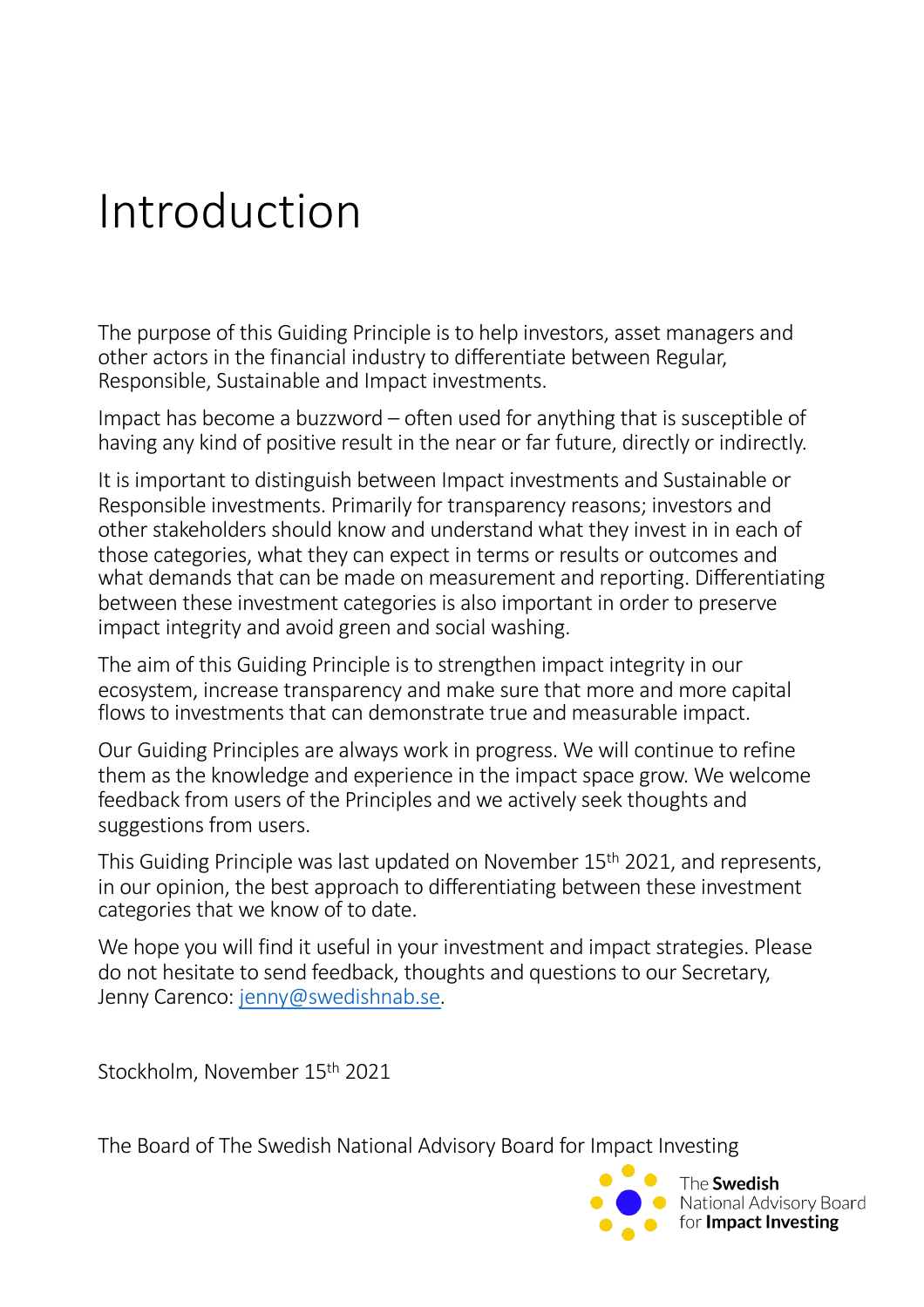# Introduction

The purpose of this Guiding Principle is to help investors, asset managers and other actors in the financial industry to differentiate between Regular, Responsible, Sustainable and Impact investments.

Impact has become a buzzword – often used for anything that is susceptible of having any kind of positive result in the near or far future, directly or indirectly.

It is important to distinguish between Impact investments and Sustainable or Responsible investments. Primarily for transparency reasons; investors and other stakeholders should know and understand what they invest in in each of those categories, what they can expect in terms or results or outcomes and what demands that can be made on measurement and reporting. Differentiating between these investment categories is also important in order to preserve impact integrity and avoid green and social washing.

The aim of this Guiding Principle is to strengthen impact integrity in our ecosystem, increase transparency and make sure that more and more capital flows to investments that can demonstrate true and measurable impact.

Our Guiding Principles are always work in progress. We will continue to refine them as the knowledge and experience in the impact space grow. We welcome feedback from users of the Principles and we actively seek thoughts and suggestions from users.

This Guiding Principle was last updated on November 15th 2021, and represents, in our opinion, the best approach to differentiating between these investment categories that we know of to date.

We hope you will find it useful in your investment and impact strategies. Please do not hesitate to send feedback, thoughts and questions to our Secretary, Jenny Carenco: [jenny@swedishnab.se](mailto:jenny@swedishnab.se).

Stockholm, November 15th 2021

The Board of The Swedish National Advisory Board for Impact Investing

The **Swedish** National Advisory Board for **Impact Investing**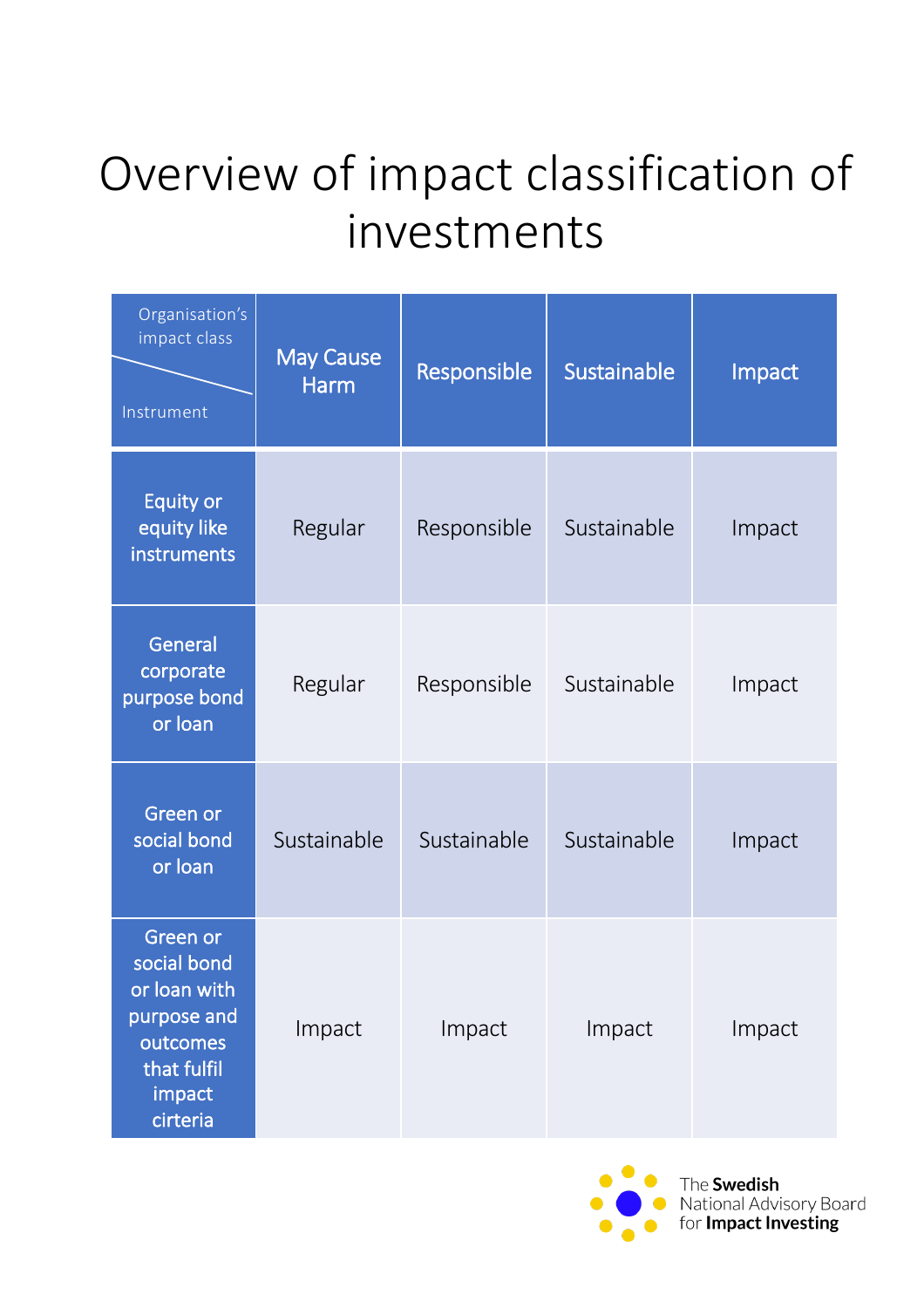# Overview of impact classification of investments

| Organisation's impact class / Instrument | May Cause Harm | Responsible | Sustainable | Impact |
|---|---|---|---|---|
| Equity or equity like instruments | Regular | Responsible | Sustainable | Impact |
| General corporate purpose bond or loan | Regular | Responsible | Sustainable | Impact |
| Green or social bond or loan | Sustainable | Sustainable | Sustainable | Impact |
| Green or social bond or loan with purpose and outcomes that fulfil impact cirteria | Impact | Impact | Impact | Impact |

The **Swedish** National Advisory Board for **Impact Investing**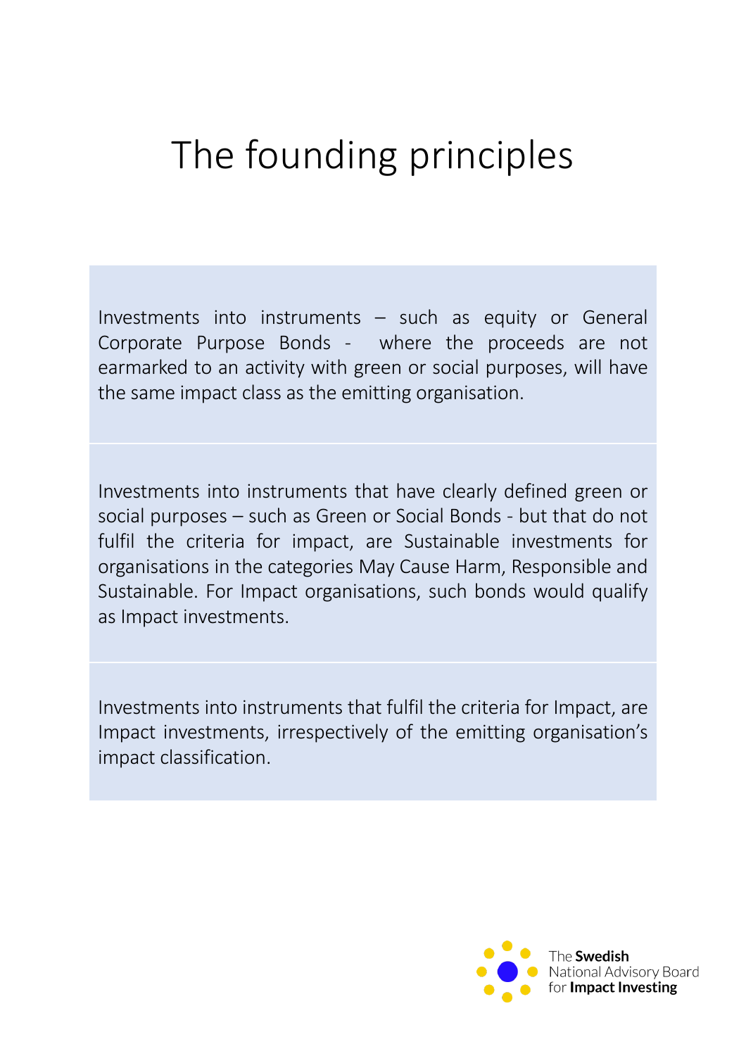# The founding principles

Investments into instruments – such as equity or General Corporate Purpose Bonds - where the proceeds are not earmarked to an activity with green or social purposes, will have the same impact class as the emitting organisation.

Investments into instruments that have clearly defined green or social purposes – such as Green or Social Bonds - but that do not fulfil the criteria for impact, are Sustainable investments for organisations in the categories May Cause Harm, Responsible and Sustainable. For Impact organisations, such bonds would qualify as Impact investments.

Investments into instruments that fulfil the criteria for Impact, are Impact investments, irrespectively of the emitting organisation's impact classification.

The **Swedish** National Advisory Board for **Impact Investing**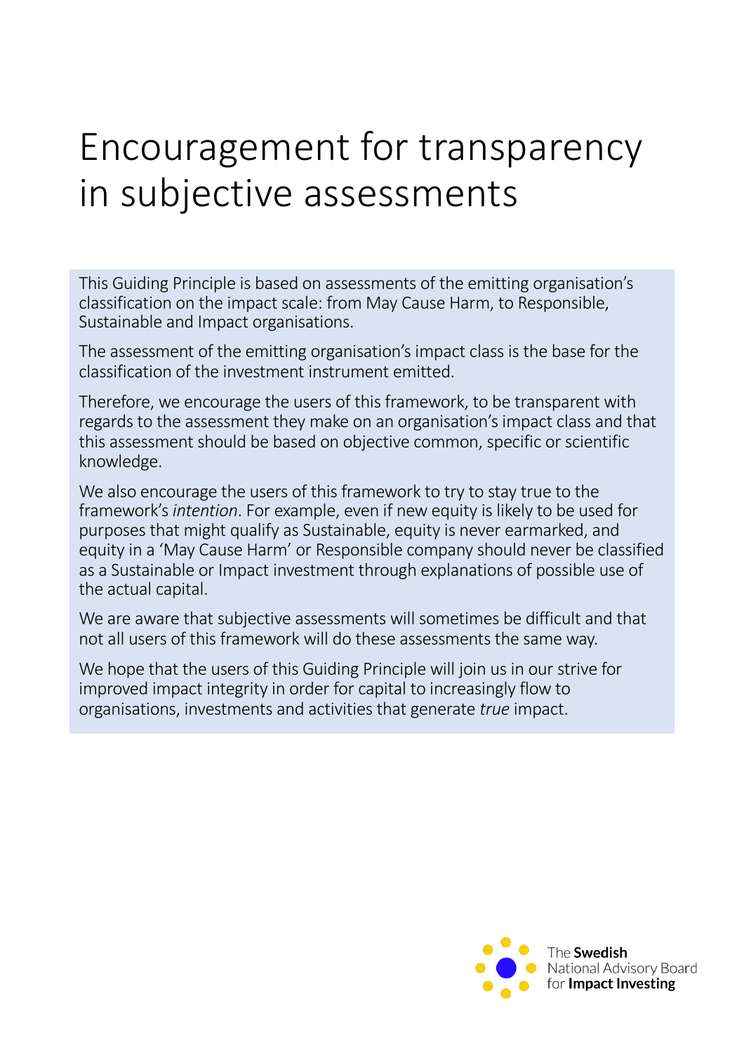# Encouragement for transparency in subjective assessments

This Guiding Principle is based on assessments of the emitting organisation's classification on the impact scale: from May Cause Harm, to Responsible, Sustainable and Impact organisations.

The assessment of the emitting organisation's impact class is the base for the classification of the investment instrument emitted.

Therefore, we encourage the users of this framework, to be transparent with regards to the assessment they make on an organisation's impact class and that this assessment should be based on objective common, specific or scientific knowledge.

We also encourage the users of this framework to try to stay true to the framework's *intention*. For example, even if new equity is likely to be used for purposes that might qualify as Sustainable, equity is never earmarked, and equity in a 'May Cause Harm' or Responsible company should never be classified as a Sustainable or Impact investment through explanations of possible use of the actual capital.

We are aware that subjective assessments will sometimes be difficult and that not all users of this framework will do these assessments the same way.

We hope that the users of this Guiding Principle will join us in our strive for improved impact integrity in order for capital to increasingly flow to organisations, investments and activities that generate *true* impact.

The **Swedish** National Advisory Board for **Impact Investing**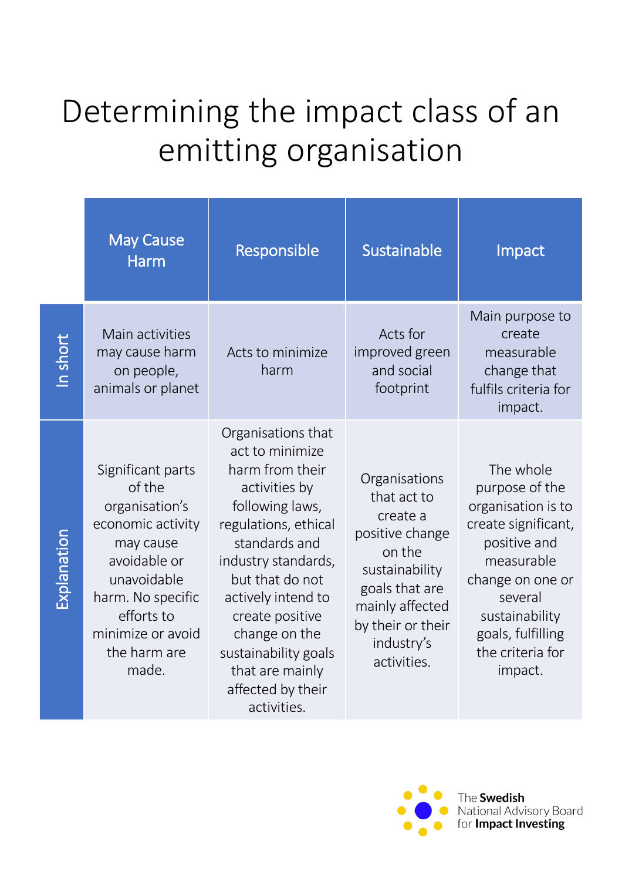# Determining the impact class of an emitting organisation

| | May Cause Harm | Responsible | Sustainable | Impact |
|---|---|---|---|---|
| In short | Main activities may cause harm on people, animals or planet | Acts to minimize harm | Acts for improved green and social footprint | Main purpose to create measurable change that fulfils criteria for impact. |
| Explanation | Significant parts of the organisation's economic activity may cause avoidable or unavoidable harm. No specific efforts to minimize or avoid the harm are made. | Organisations that act to minimize harm from their activities by following laws, regulations, ethical standards and industry standards, but that do not actively intend to create positive change on the sustainability goals that are mainly affected by their activities. | Organisations that act to create a positive change on the sustainability goals that are mainly affected by their or their industry's activities. | The whole purpose of the organisation is to create significant, positive and measurable change on one or several sustainability goals, fulfilling the criteria for impact. |

The **Swedish** National Advisory Board for **Impact Investing**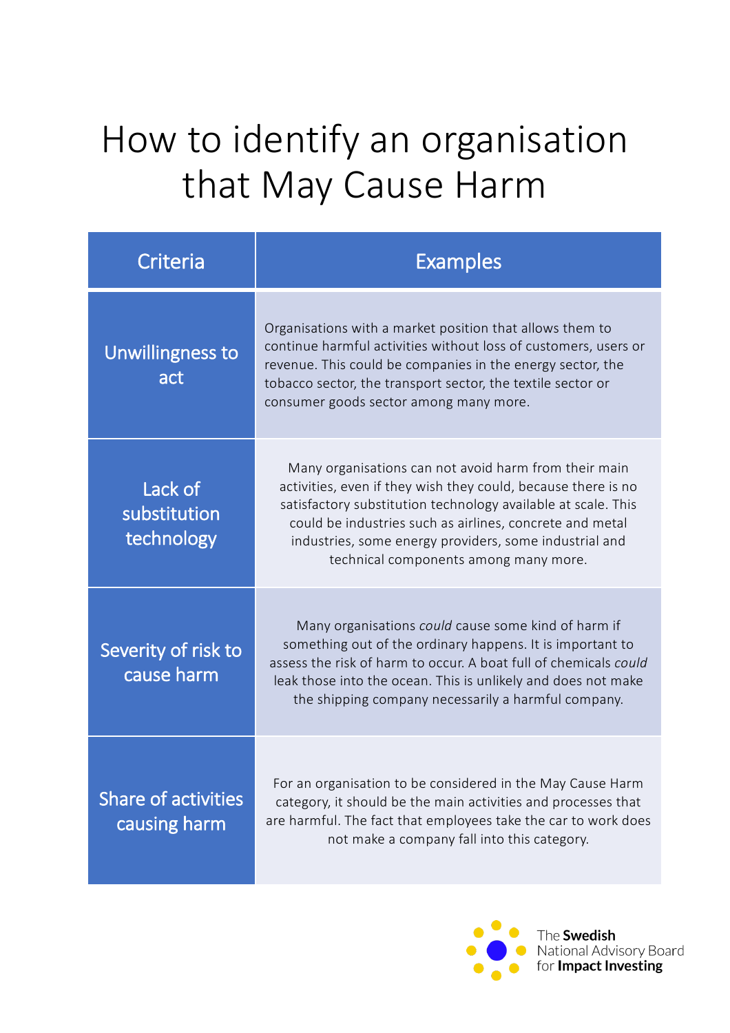# How to identify an organisation that May Cause Harm

| Criteria | Examples |
| --- | --- |
| Unwillingness to act | Organisations with a market position that allows them to continue harmful activities without loss of customers, users or revenue. This could be companies in the energy sector, the tobacco sector, the transport sector, the textile sector or consumer goods sector among many more. |
| Lack of substitution technology | Many organisations can not avoid harm from their main activities, even if they wish they could, because there is no satisfactory substitution technology available at scale. This could be industries such as airlines, concrete and metal industries, some energy providers, some industrial and technical components among many more. |
| Severity of risk to cause harm | Many organisations *could* cause some kind of harm if something out of the ordinary happens. It is important to assess the risk of harm to occur. A boat full of chemicals *could* leak those into the ocean. This is unlikely and does not make the shipping company necessarily a harmful company. |
| Share of activities causing harm | For an organisation to be considered in the May Cause Harm category, it should be the main activities and processes that are harmful. The fact that employees take the car to work does not make a company fall into this category. |

The **Swedish** National Advisory Board for **Impact Investing**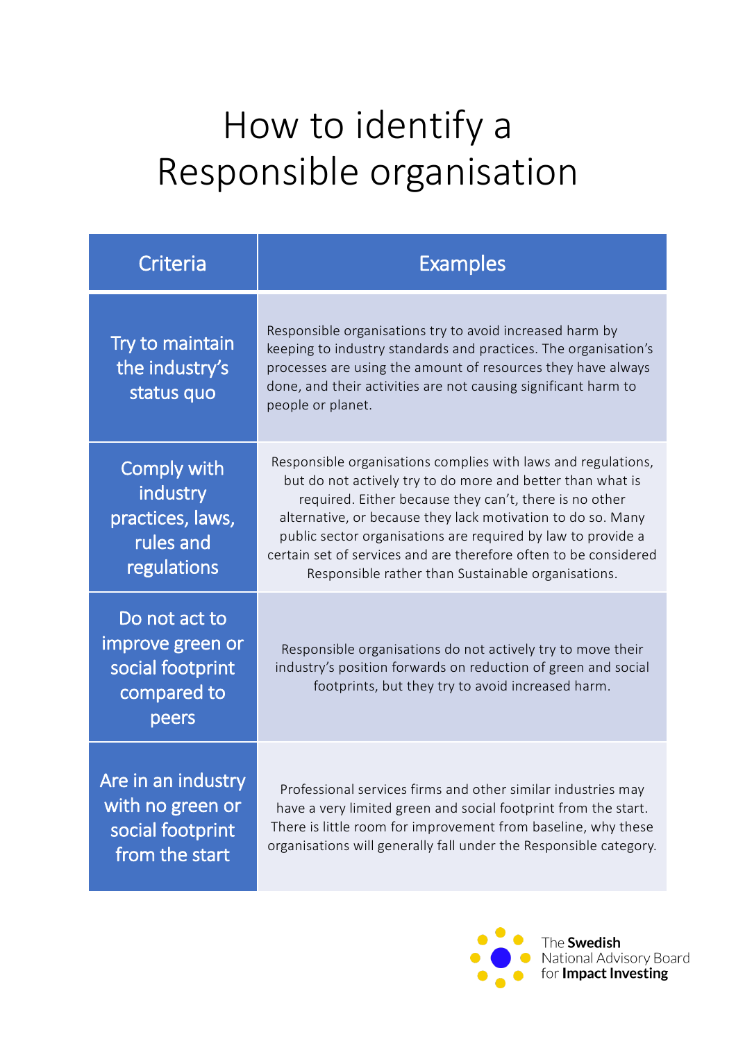# How to identify a Responsible organisation

| Criteria | Examples |
| --- | --- |
| Try to maintain the industry's status quo | Responsible organisations try to avoid increased harm by keeping to industry standards and practices. The organisation's processes are using the amount of resources they have always done, and their activities are not causing significant harm to people or planet. |
| Comply with industry practices, laws, rules and regulations | Responsible organisations complies with laws and regulations, but do not actively try to do more and better than what is required. Either because they can't, there is no other alternative, or because they lack motivation to do so. Many public sector organisations are required by law to provide a certain set of services and are therefore often to be considered Responsible rather than Sustainable organisations. |
| Do not act to improve green or social footprint compared to peers | Responsible organisations do not actively try to move their industry's position forwards on reduction of green and social footprints, but they try to avoid increased harm. |
| Are in an industry with no green or social footprint from the start | Professional services firms and other similar industries may have a very limited green and social footprint from the start. There is little room for improvement from baseline, why these organisations will generally fall under the Responsible category. |

The **Swedish** National Advisory Board for **Impact Investing**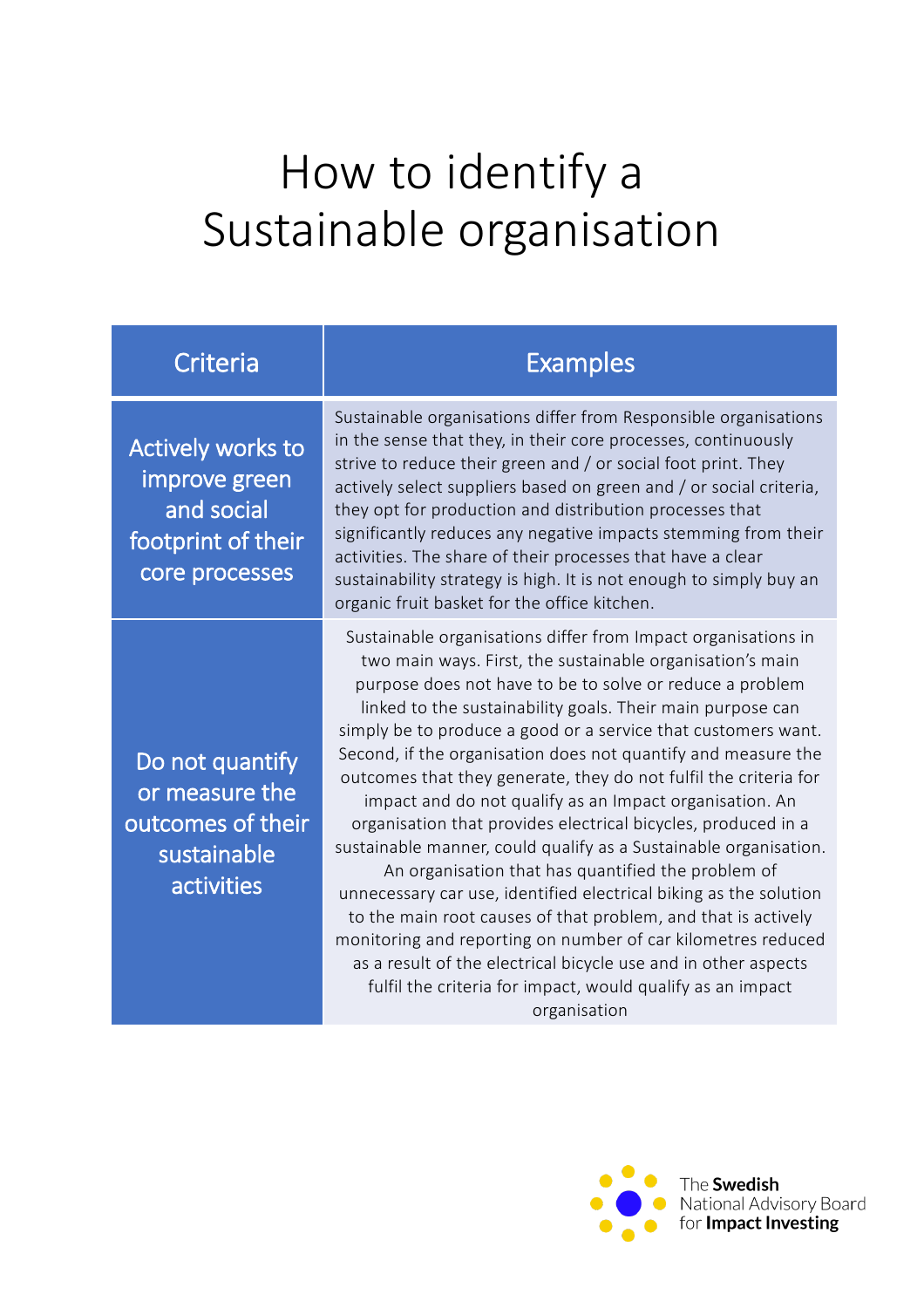# How to identify a Sustainable organisation

| Criteria | Examples |
|---|---|
| Actively works to improve green and social footprint of their core processes | Sustainable organisations differ from Responsible organisations in the sense that they, in their core processes, continuously strive to reduce their green and / or social foot print. They actively select suppliers based on green and / or social criteria, they opt for production and distribution processes that significantly reduces any negative impacts stemming from their activities. The share of their processes that have a clear sustainability strategy is high. It is not enough to simply buy an organic fruit basket for the office kitchen. |
| Do not quantify or measure the outcomes of their sustainable activities | Sustainable organisations differ from Impact organisations in two main ways. First, the sustainable organisation's main purpose does not have to be to solve or reduce a problem linked to the sustainability goals. Their main purpose can simply be to produce a good or a service that customers want. Second, if the organisation does not quantify and measure the outcomes that they generate, they do not fulfil the criteria for impact and do not qualify as an Impact organisation. An organisation that provides electrical bicycles, produced in a sustainable manner, could qualify as a Sustainable organisation. An organisation that has quantified the problem of unnecessary car use, identified electrical biking as the solution to the main root causes of that problem, and that is actively monitoring and reporting on number of car kilometres reduced as a result of the electrical bicycle use and in other aspects fulfil the criteria for impact, would qualify as an impact organisation |

The **Swedish** National Advisory Board for **Impact Investing**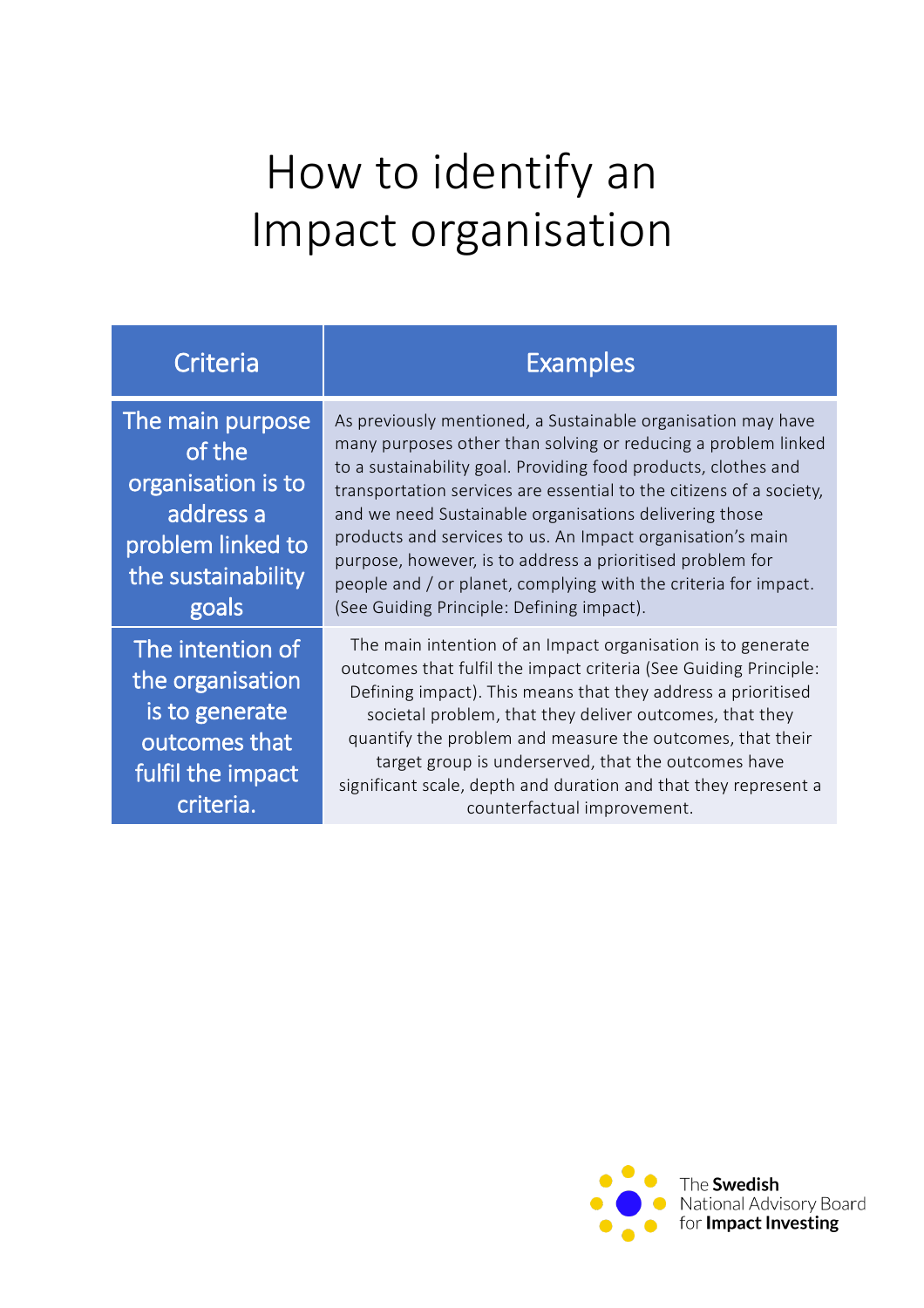# How to identify an Impact organisation

| Criteria | Examples |
|---|---|
| The main purpose of the organisation is to address a problem linked to the sustainability goals | As previously mentioned, a Sustainable organisation may have many purposes other than solving or reducing a problem linked to a sustainability goal. Providing food products, clothes and transportation services are essential to the citizens of a society, and we need Sustainable organisations delivering those products and services to us. An Impact organisation's main purpose, however, is to address a prioritised problem for people and / or planet, complying with the criteria for impact. (See Guiding Principle: Defining impact). |
| The intention of the organisation is to generate outcomes that fulfil the impact criteria. | The main intention of an Impact organisation is to generate outcomes that fulfil the impact criteria (See Guiding Principle: Defining impact). This means that they address a prioritised societal problem, that they deliver outcomes, that they quantify the problem and measure the outcomes, that their target group is underserved, that the outcomes have significant scale, depth and duration and that they represent a counterfactual improvement. |

The **Swedish** National Advisory Board for **Impact Investing**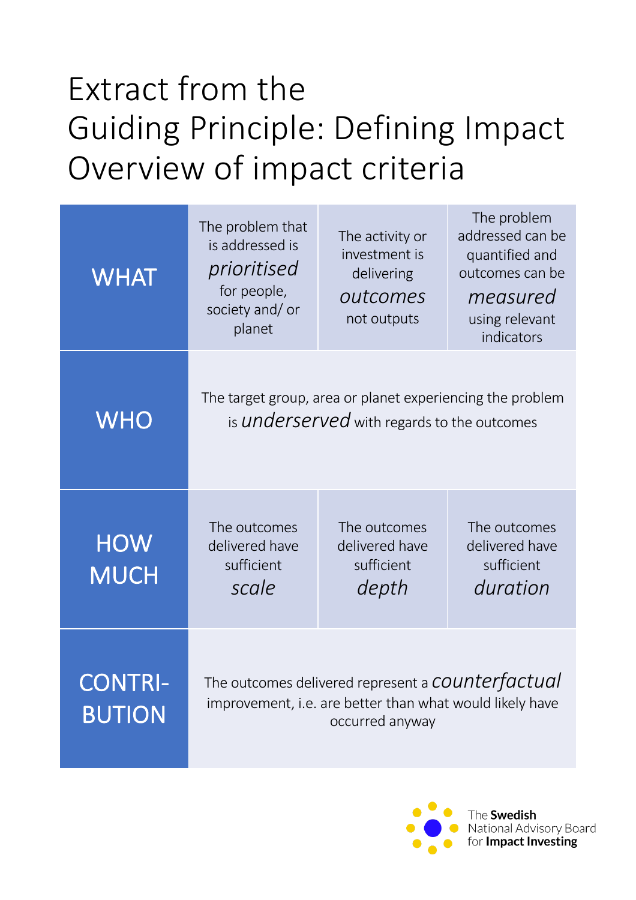# Extract from the Guiding Principle: Defining Impact Overview of impact criteria

| | | | |
|---|---|---|---|
| **WHAT** | The problem that is addressed is *prioritised* for people, society and/ or planet | The activity or investment is delivering *outcomes* not outputs | The problem addressed can be quantified and outcomes can be *measured* using relevant indicators |
| **WHO** | The target group, area or planet experiencing the problem is *underserved* with regards to the outcomes | | |
| **HOW MUCH** | The outcomes delivered have sufficient *scale* | The outcomes delivered have sufficient *depth* | The outcomes delivered have sufficient *duration* |
| **CONTRI-BUTION** | The outcomes delivered represent a *counterfactual* improvement, i.e. are better than what would likely have occurred anyway | | |

The **Swedish** National Advisory Board for **Impact Investing**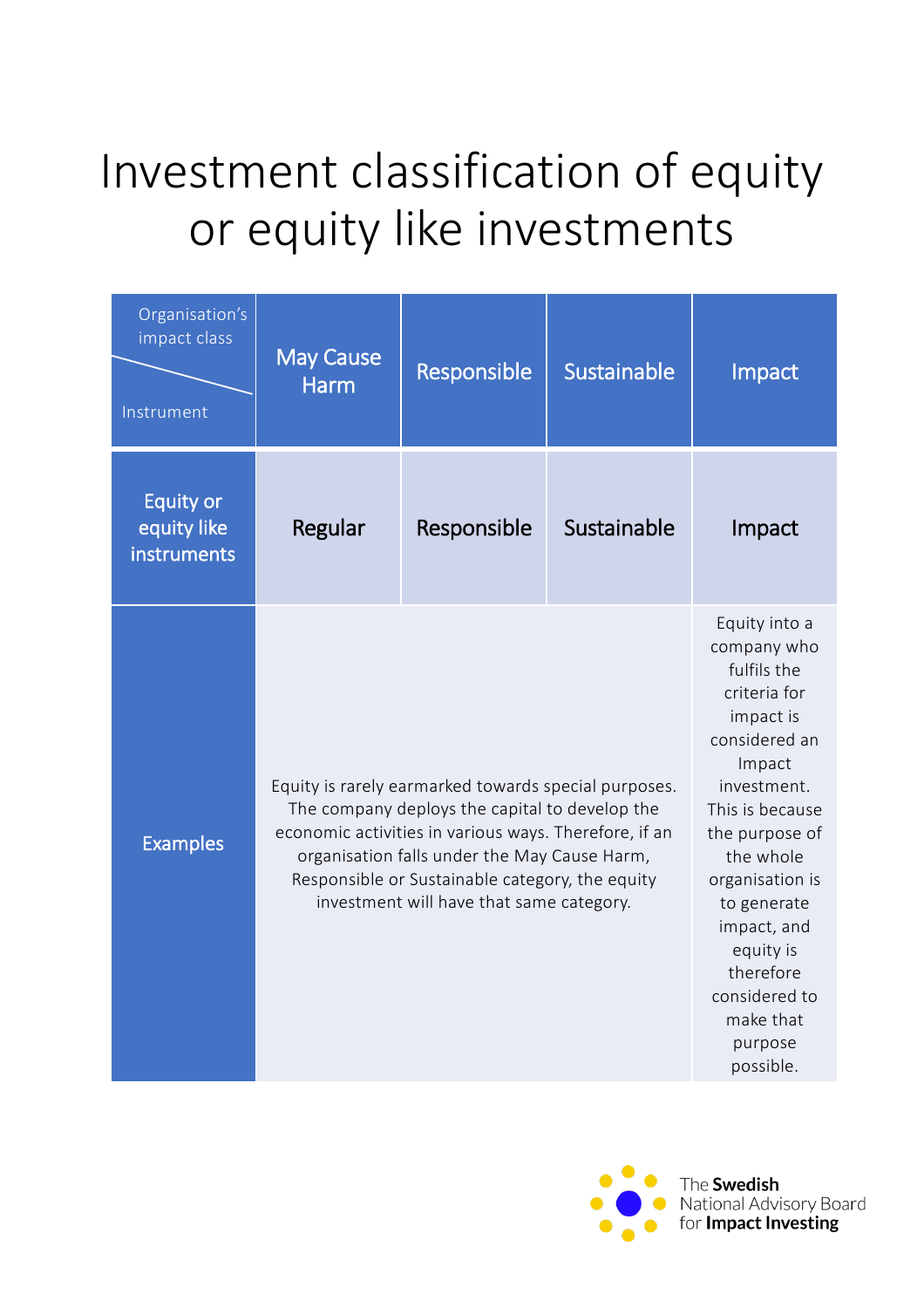# Investment classification of equity or equity like investments

| Organisation's impact class / Instrument | May Cause Harm | Responsible | Sustainable | Impact |
|---|---|---|---|---|
| Equity or equity like instruments | Regular | Responsible | Sustainable | Impact |
| Examples | Equity is rarely earmarked towards special purposes. The company deploys the capital to develop the economic activities in various ways. Therefore, if an organisation falls under the May Cause Harm, Responsible or Sustainable category, the equity investment will have that same category. | | | Equity into a company who fulfils the criteria for impact is considered an Impact investment. This is because the purpose of the whole organisation is to generate impact, and equity is therefore considered to make that purpose possible. |

The **Swedish** National Advisory Board for **Impact Investing**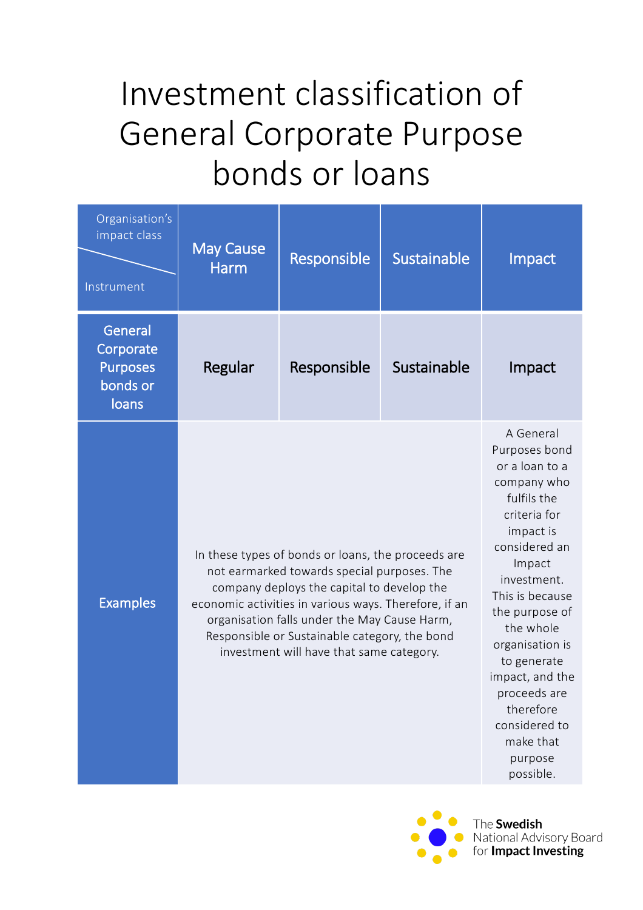# Investment classification of General Corporate Purpose bonds or loans

| Organisation's impact class / Instrument | May Cause Harm | Responsible | Sustainable | Impact |
|---|---|---|---|---|
| General Corporate Purposes bonds or loans | Regular | Responsible | Sustainable | Impact |
| Examples | In these types of bonds or loans, the proceeds are not earmarked towards special purposes. The company deploys the capital to develop the economic activities in various ways. Therefore, if an organisation falls under the May Cause Harm, Responsible or Sustainable category, the bond investment will have that same category. | | | A General Purposes bond or a loan to a company who fulfils the criteria for impact is considered an Impact investment. This is because the purpose of the whole organisation is to generate impact, and the proceeds are therefore considered to make that purpose possible. |

The **Swedish** National Advisory Board for **Impact Investing**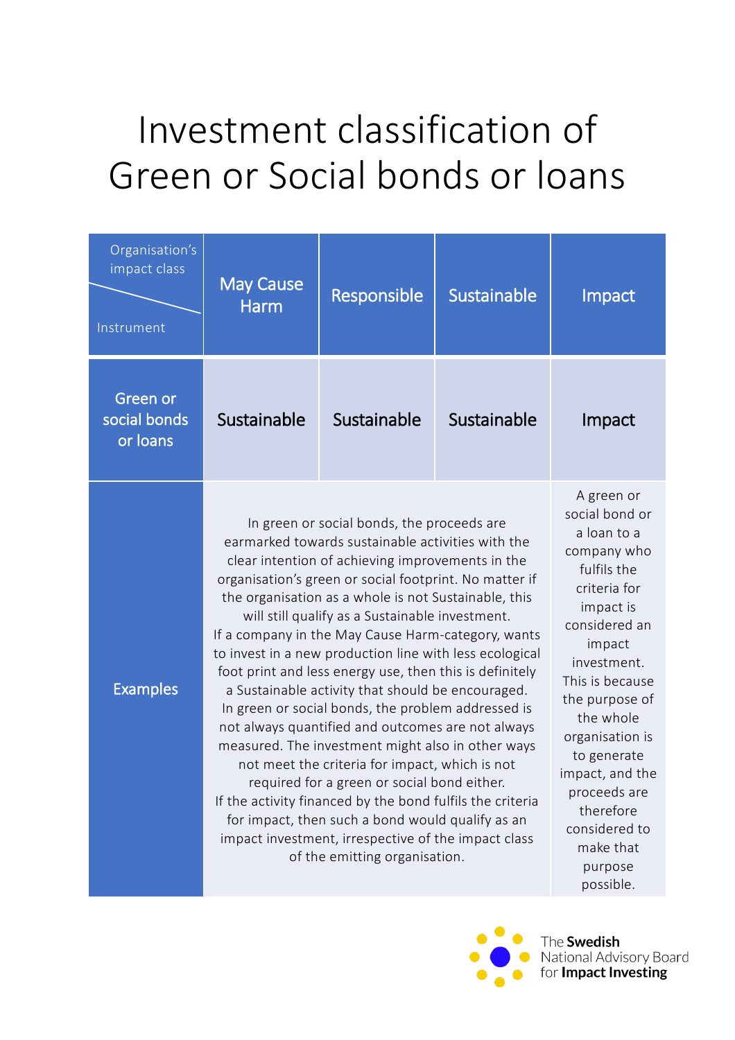# Investment classification of Green or Social bonds or loans

| Organisation's impact class / Instrument | May Cause Harm | Responsible | Sustainable | Impact |
|---|---|---|---|---|
| Green or social bonds or loans | Sustainable | Sustainable | Sustainable | Impact |
| Examples | In green or social bonds, the proceeds are earmarked towards sustainable activities with the clear intention of achieving improvements in the organisation's green or social footprint. No matter if the organisation as a whole is not Sustainable, this will still qualify as a Sustainable investment. If a company in the May Cause Harm-category, wants to invest in a new production line with less ecological foot print and less energy use, then this is definitely a Sustainable activity that should be encouraged. In green or social bonds, the problem addressed is not always quantified and outcomes are not always measured. The investment might also in other ways not meet the criteria for impact, which is not required for a green or social bond either. If the activity financed by the bond fulfils the criteria for impact, then such a bond would qualify as an impact investment, irrespective of the impact class of the emitting organisation. | | | A green or social bond or a loan to a company who fulfils the criteria for impact is considered an impact investment. This is because the purpose of the whole organisation is to generate impact, and the proceeds are therefore considered to make that purpose possible. |

The **Swedish** National Advisory Board for **Impact Investing**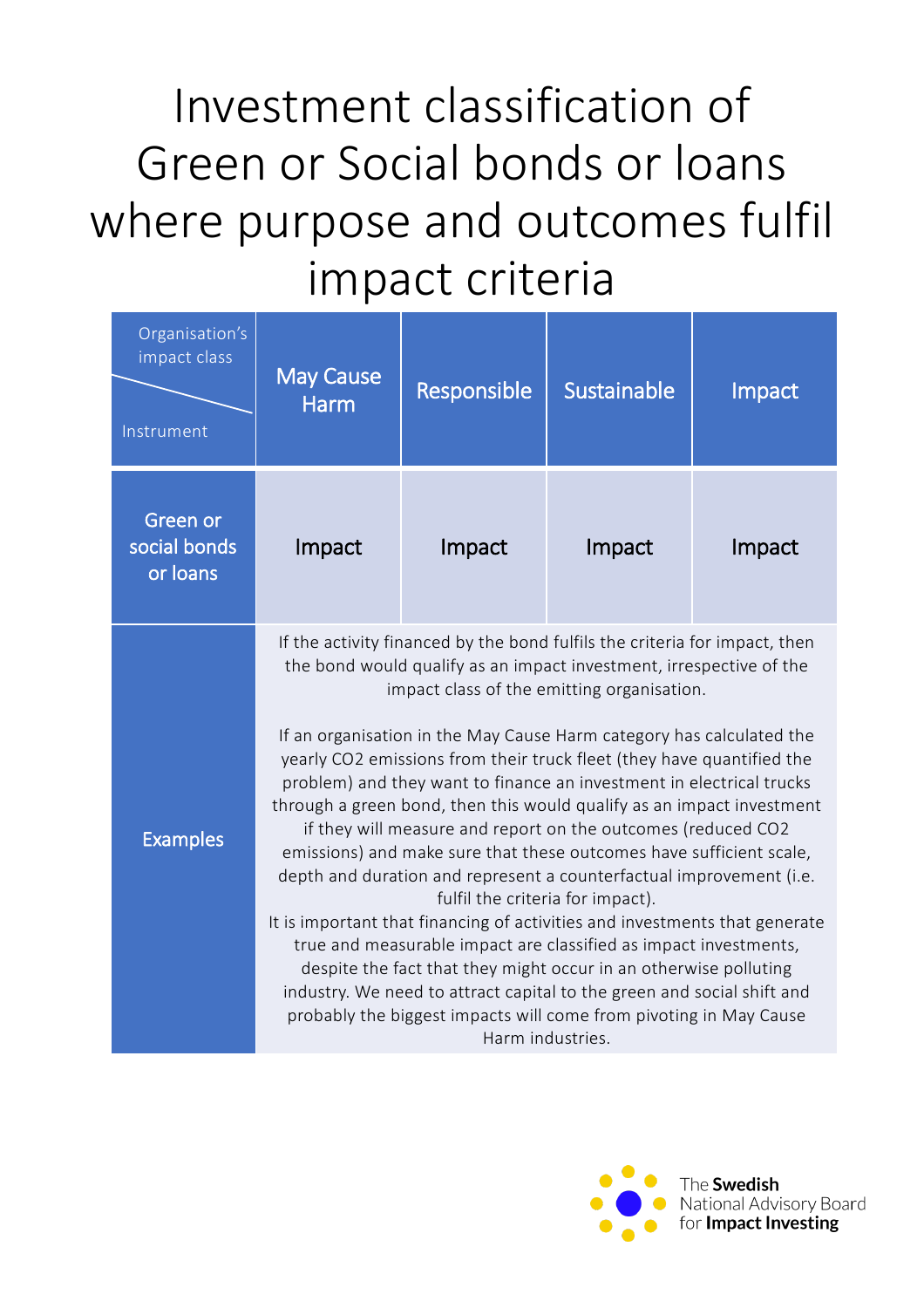# Investment classification of Green or Social bonds or loans where purpose and outcomes fulfil impact criteria

| Organisation's impact class / Instrument | May Cause Harm | Responsible | Sustainable | Impact |
|---|---|---|---|---|
| Green or social bonds or loans | Impact | Impact | Impact | Impact |
| Examples | If the activity financed by the bond fulfils the criteria for impact, then the bond would qualify as an impact investment, irrespective of the impact class of the emitting organisation.<br><br>If an organisation in the May Cause Harm category has calculated the yearly $CO_2$ emissions from their truck fleet (they have quantified the problem) and they want to finance an investment in electrical trucks through a green bond, then this would qualify as an impact investment if they will measure and report on the outcomes (reduced $CO_2$ emissions) and make sure that these outcomes have sufficient scale, depth and duration and represent a counterfactual improvement (i.e. fulfil the criteria for impact).<br>It is important that financing of activities and investments that generate true and measurable impact are classified as impact investments, despite the fact that they might occur in an otherwise polluting industry. We need to attract capital to the green and social shift and probably the biggest impacts will come from pivoting in May Cause Harm industries. | | | |

The **Swedish** National Advisory Board for **Impact Investing**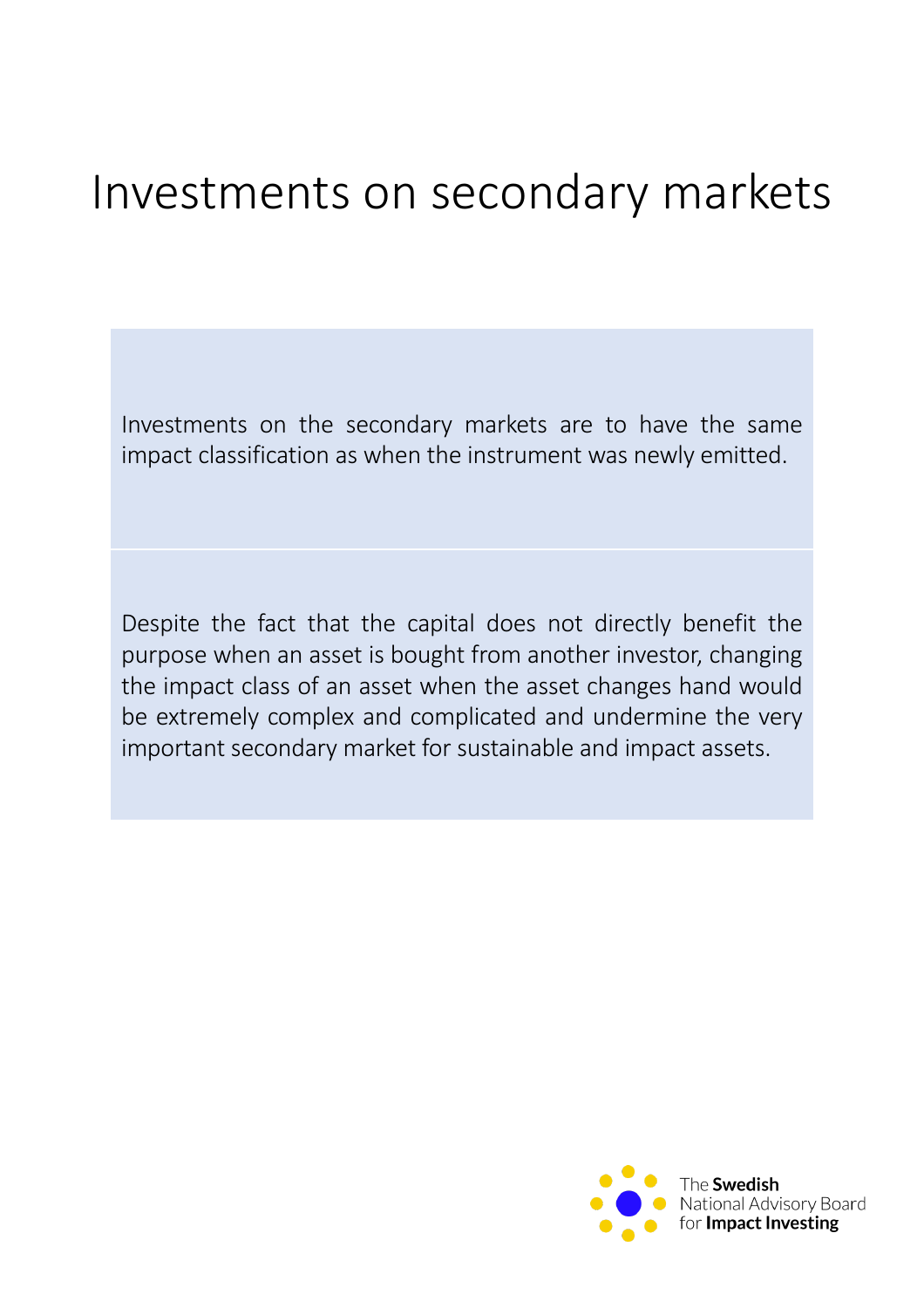# Investments on secondary markets

Investments on the secondary markets are to have the same impact classification as when the instrument was newly emitted.

Despite the fact that the capital does not directly benefit the purpose when an asset is bought from another investor, changing the impact class of an asset when the asset changes hand would be extremely complex and complicated and undermine the very important secondary market for sustainable and impact assets.

The **Swedish** National Advisory Board for **Impact Investing**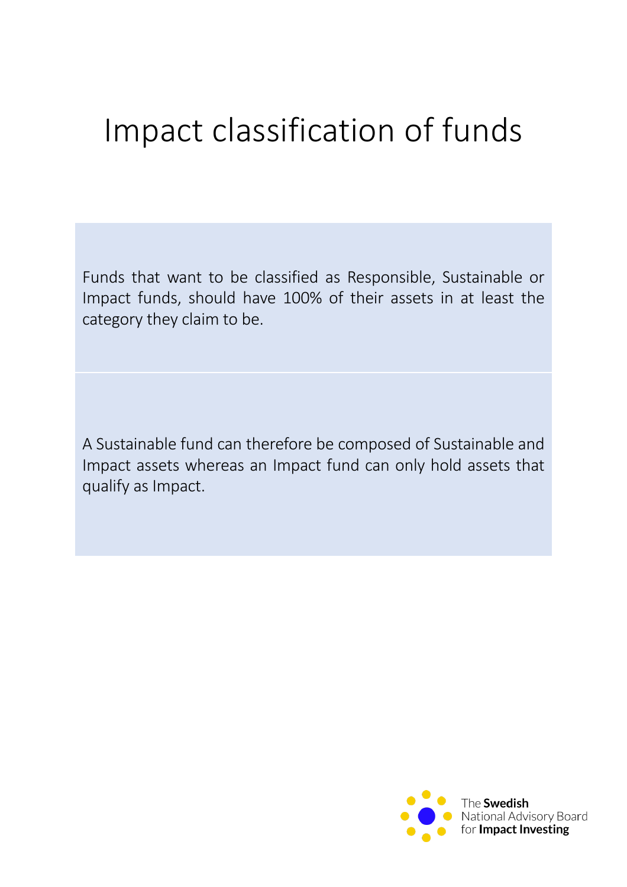# Impact classification of funds

Funds that want to be classified as Responsible, Sustainable or Impact funds, should have 100% of their assets in at least the category they claim to be.

A Sustainable fund can therefore be composed of Sustainable and Impact assets whereas an Impact fund can only hold assets that qualify as Impact.

The **Swedish** National Advisory Board for **Impact Investing**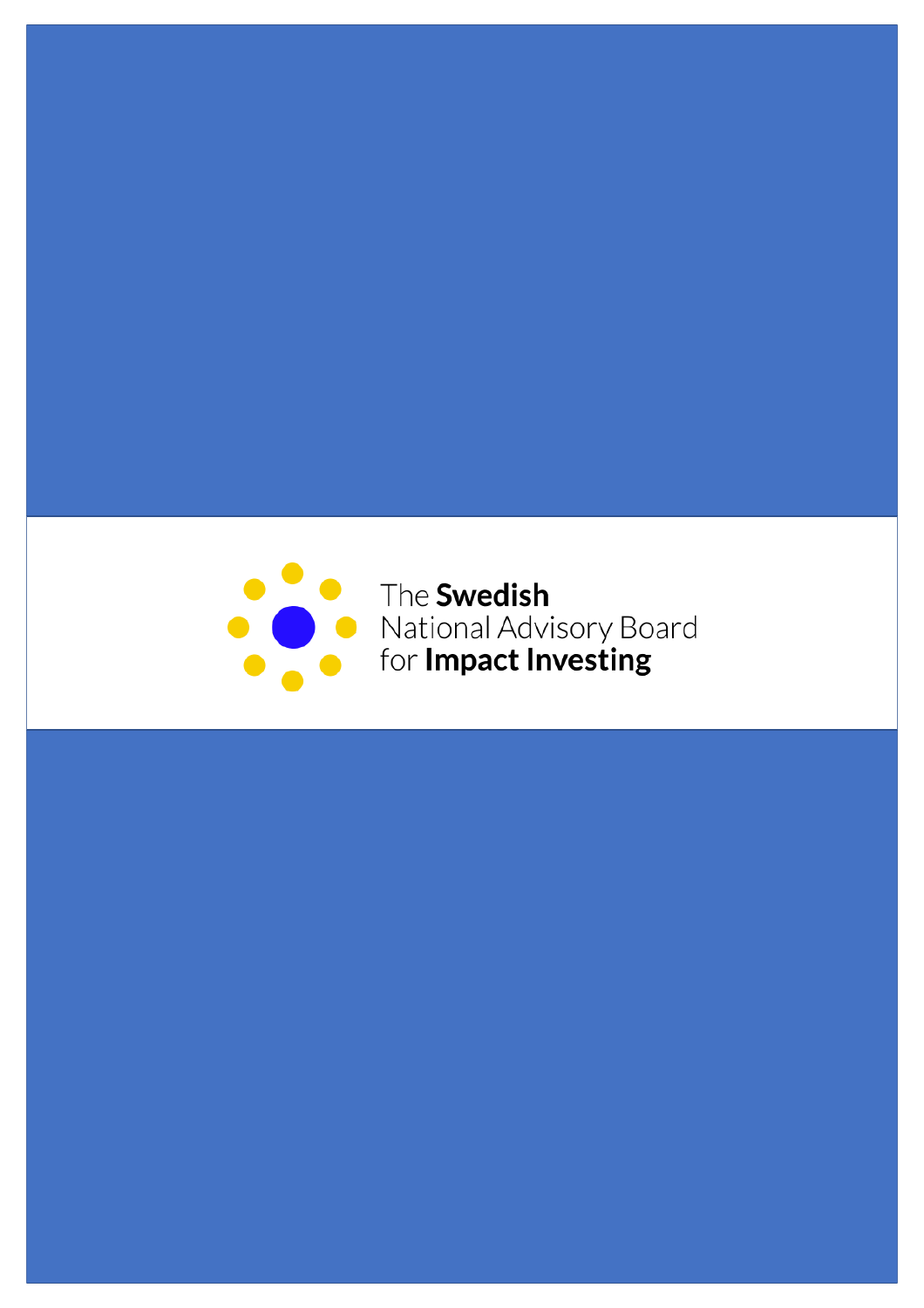The **Swedish**
National Advisory Board
for **Impact Investing**